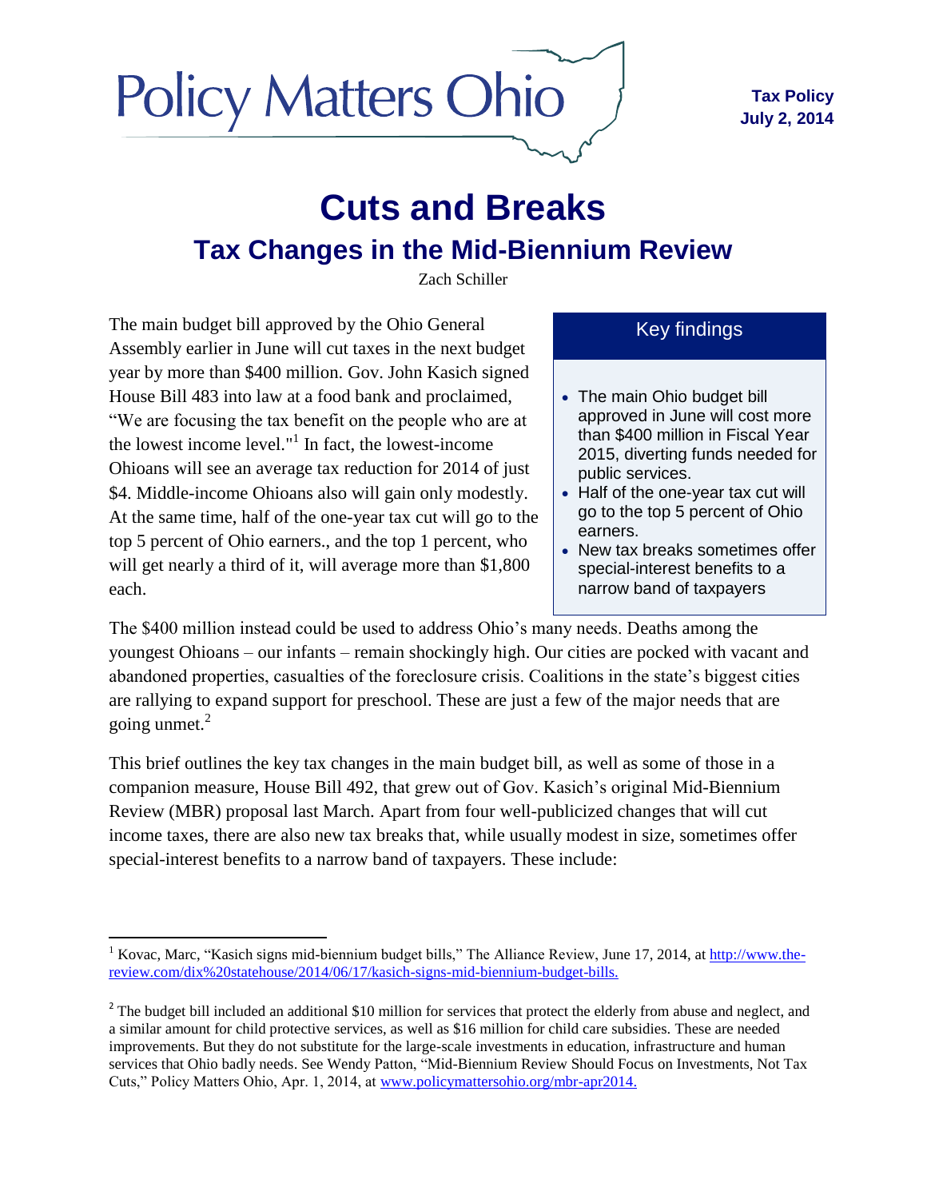Policy Matters Ohio

**Tax Policy**
**July 2, 2014**

# Cuts and Breaks

## Tax Changes in the Mid-Biennium Review

Zach Schiller

The main budget bill approved by the Ohio General Assembly earlier in June will cut taxes in the next budget year by more than $400 million. Gov. John Kasich signed House Bill 483 into law at a food bank and proclaimed, "We are focusing the tax benefit on the people who are at the lowest income level."[1] In fact, the lowest-income Ohioans will see an average tax reduction for 2014 of just $4. Middle-income Ohioans also will gain only modestly. At the same time, half of the one-year tax cut will go to the top 5 percent of Ohio earners., and the top 1 percent, who will get nearly a third of it, will average more than $1,800 each.

> **Key findings**
>
> - The main Ohio budget bill approved in June will cost more than $400 million in Fiscal Year 2015, diverting funds needed for public services.
> - Half of the one-year tax cut will go to the top 5 percent of Ohio earners.
> - New tax breaks sometimes offer special-interest benefits to a narrow band of taxpayers

The $400 million instead could be used to address Ohio's many needs. Deaths among the youngest Ohioans – our infants – remain shockingly high. Our cities are pocked with vacant and abandoned properties, casualties of the foreclosure crisis. Coalitions in the state's biggest cities are rallying to expand support for preschool. These are just a few of the major needs that are going unmet.[2]

This brief outlines the key tax changes in the main budget bill, as well as some of those in a companion measure, House Bill 492, that grew out of Gov. Kasich's original Mid-Biennium Review (MBR) proposal last March. Apart from four well-publicized changes that will cut income taxes, there are also new tax breaks that, while usually modest in size, sometimes offer special-interest benefits to a narrow band of taxpayers. These include:

---

[1] Kovac, Marc, "Kasich signs mid-biennium budget bills," The Alliance Review, June 17, 2014, at http://www.the-review.com/dix%20statehouse/2014/06/17/kasich-signs-mid-biennium-budget-bills.

[2] The budget bill included an additional $10 million for services that protect the elderly from abuse and neglect, and a similar amount for child protective services, as well as $16 million for child care subsidies. These are needed improvements. But they do not substitute for the large-scale investments in education, infrastructure and human services that Ohio badly needs. See Wendy Patton, "Mid-Biennium Review Should Focus on Investments, Not Tax Cuts," Policy Matters Ohio, Apr. 1, 2014, at www.policymattersohio.org/mbr-apr2014.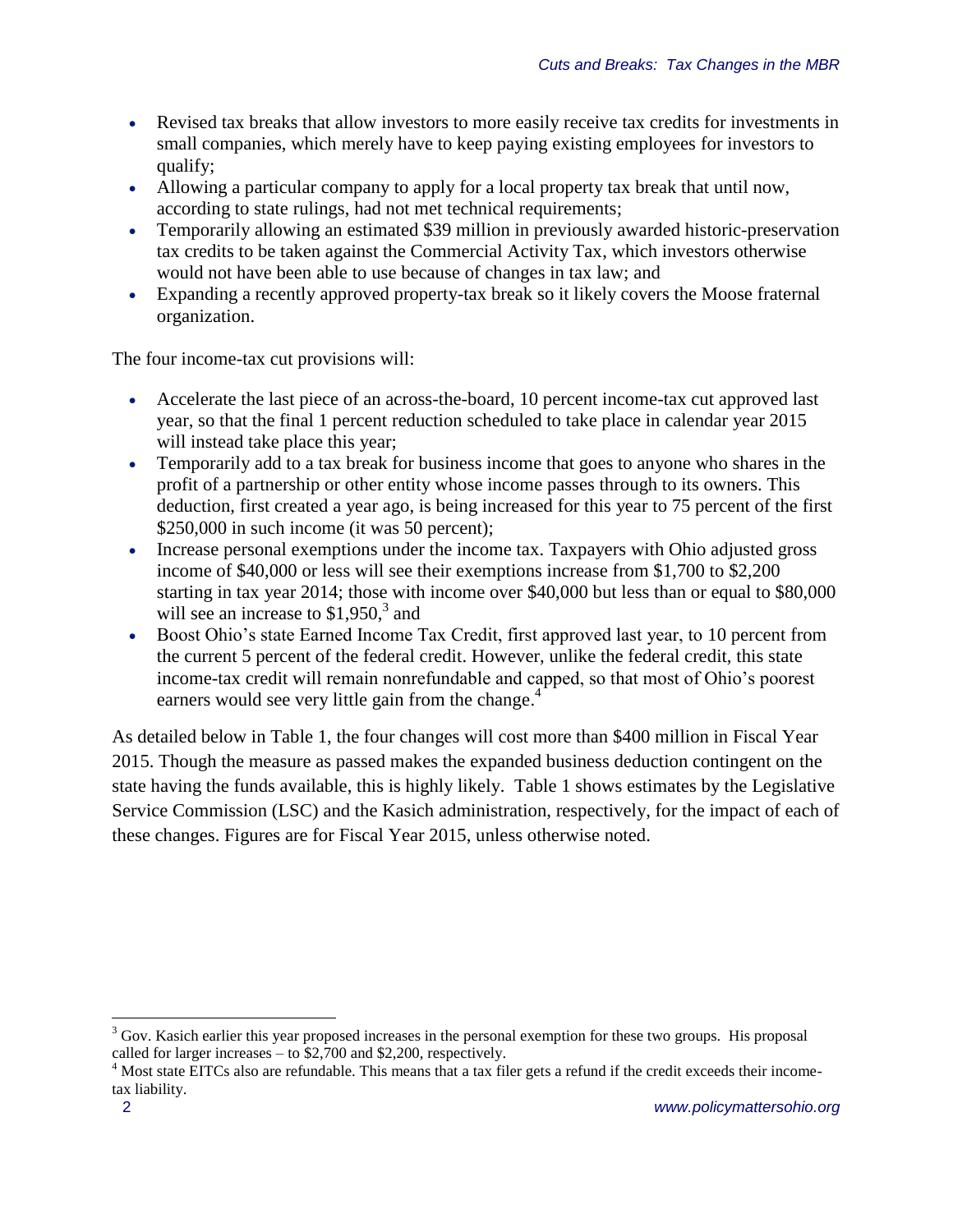- Revised tax breaks that allow investors to more easily receive tax credits for investments in small companies, which merely have to keep paying existing employees for investors to qualify;
- Allowing a particular company to apply for a local property tax break that until now, according to state rulings, had not met technical requirements;
- Temporarily allowing an estimated $39 million in previously awarded historic-preservation tax credits to be taken against the Commercial Activity Tax, which investors otherwise would not have been able to use because of changes in tax law; and
- Expanding a recently approved property-tax break so it likely covers the Moose fraternal organization.

The four income-tax cut provisions will:

- Accelerate the last piece of an across-the-board, 10 percent income-tax cut approved last year, so that the final 1 percent reduction scheduled to take place in calendar year 2015 will instead take place this year;
- Temporarily add to a tax break for business income that goes to anyone who shares in the profit of a partnership or other entity whose income passes through to its owners. This deduction, first created a year ago, is being increased for this year to 75 percent of the first $250,000 in such income (it was 50 percent);
- Increase personal exemptions under the income tax. Taxpayers with Ohio adjusted gross income of $40,000 or less will see their exemptions increase from $1,700 to $2,200 starting in tax year 2014; those with income over $40,000 but less than or equal to $80,000 will see an increase to $1,950,[3] and
- Boost Ohio's state Earned Income Tax Credit, first approved last year, to 10 percent from the current 5 percent of the federal credit. However, unlike the federal credit, this state income-tax credit will remain nonrefundable and capped, so that most of Ohio's poorest earners would see very little gain from the change.[4]

As detailed below in Table 1, the four changes will cost more than $400 million in Fiscal Year 2015. Though the measure as passed makes the expanded business deduction contingent on the state having the funds available, this is highly likely. Table 1 shows estimates by the Legislative Service Commission (LSC) and the Kasich administration, respectively, for the impact of each of these changes. Figures are for Fiscal Year 2015, unless otherwise noted.

---

[3] Gov. Kasich earlier this year proposed increases in the personal exemption for these two groups. His proposal called for larger increases – to $2,700 and $2,200, respectively.

[4] Most state EITCs also are refundable. This means that a tax filer gets a refund if the credit exceeds their income-tax liability.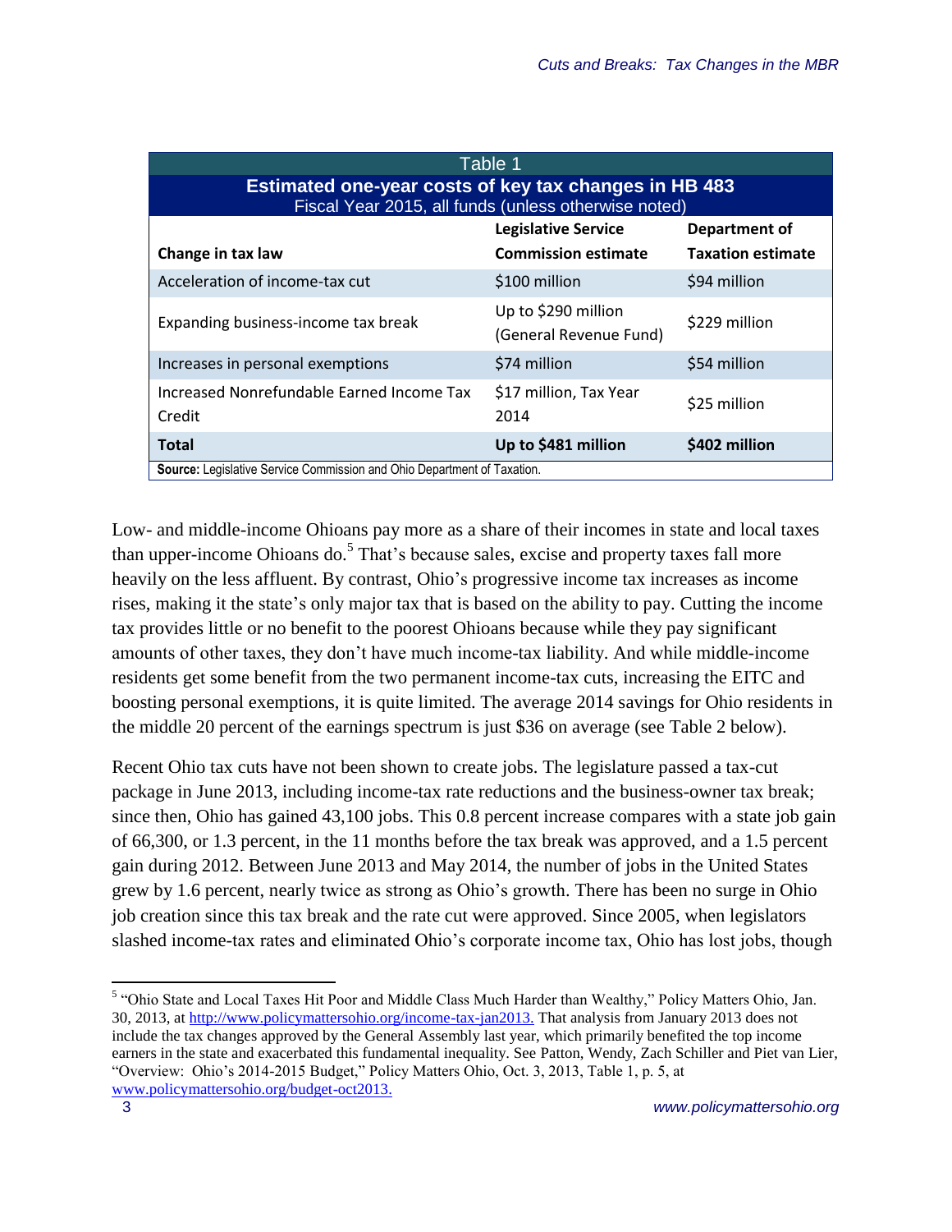**Table 1**
**Estimated one-year costs of key tax changes in HB 483**
Fiscal Year 2015, all funds (unless otherwise noted)

| Change in tax law | Legislative Service Commission estimate | Department of Taxation estimate |
|---|---|---|
| Acceleration of income-tax cut | $100 million | $94 million |
| Expanding business-income tax break | Up to $290 million (General Revenue Fund) | $229 million |
| Increases in personal exemptions | $74 million | $54 million |
| Increased Nonrefundable Earned Income Tax Credit | $17 million, Tax Year 2014 | $25 million |
| **Total** | **Up to $481 million** | **$402 million** |

**Source:** Legislative Service Commission and Ohio Department of Taxation.

Low- and middle-income Ohioans pay more as a share of their incomes in state and local taxes than upper-income Ohioans do.[5] That's because sales, excise and property taxes fall more heavily on the less affluent. By contrast, Ohio's progressive income tax increases as income rises, making it the state's only major tax that is based on the ability to pay. Cutting the income tax provides little or no benefit to the poorest Ohioans because while they pay significant amounts of other taxes, they don't have much income-tax liability. And while middle-income residents get some benefit from the two permanent income-tax cuts, increasing the EITC and boosting personal exemptions, it is quite limited. The average 2014 savings for Ohio residents in the middle 20 percent of the earnings spectrum is just $36 on average (see Table 2 below).

Recent Ohio tax cuts have not been shown to create jobs. The legislature passed a tax-cut package in June 2013, including income-tax rate reductions and the business-owner tax break; since then, Ohio has gained 43,100 jobs. This 0.8 percent increase compares with a state job gain of 66,300, or 1.3 percent, in the 11 months before the tax break was approved, and a 1.5 percent gain during 2012. Between June 2013 and May 2014, the number of jobs in the United States grew by 1.6 percent, nearly twice as strong as Ohio's growth. There has been no surge in Ohio job creation since this tax break and the rate cut were approved. Since 2005, when legislators slashed income-tax rates and eliminated Ohio's corporate income tax, Ohio has lost jobs, though

---

[5] "Ohio State and Local Taxes Hit Poor and Middle Class Much Harder than Wealthy," Policy Matters Ohio, Jan. 30, 2013, at http://www.policymattersohio.org/income-tax-jan2013. That analysis from January 2013 does not include the tax changes approved by the General Assembly last year, which primarily benefited the top income earners in the state and exacerbated this fundamental inequality. See Patton, Wendy, Zach Schiller and Piet van Lier, "Overview: Ohio's 2014-2015 Budget," Policy Matters Ohio, Oct. 3, 2013, Table 1, p. 5, at www.policymattersohio.org/budget-oct2013.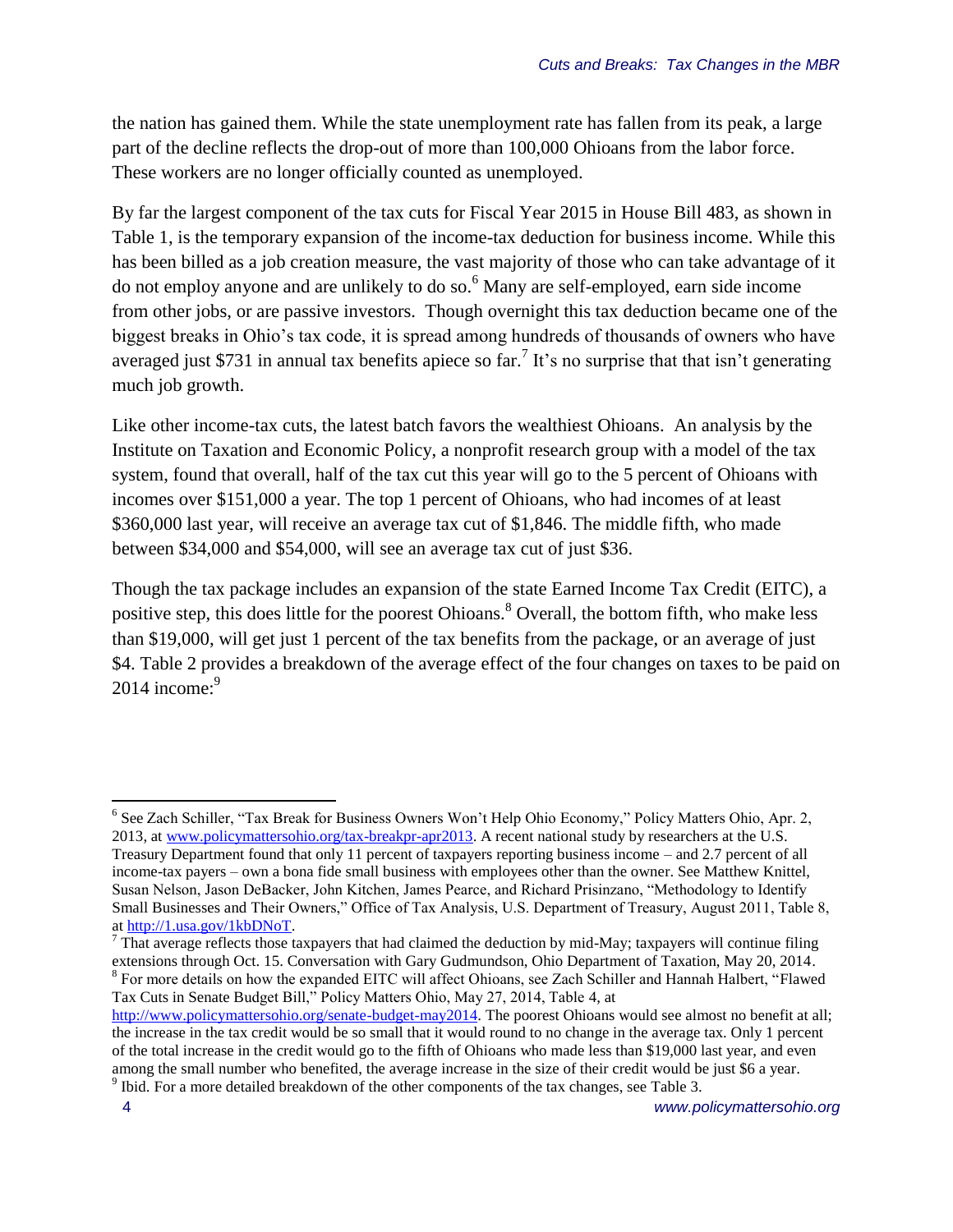the nation has gained them. While the state unemployment rate has fallen from its peak, a large part of the decline reflects the drop-out of more than 100,000 Ohioans from the labor force. These workers are no longer officially counted as unemployed.

By far the largest component of the tax cuts for Fiscal Year 2015 in House Bill 483, as shown in Table 1, is the temporary expansion of the income-tax deduction for business income. While this has been billed as a job creation measure, the vast majority of those who can take advantage of it do not employ anyone and are unlikely to do so.[6] Many are self-employed, earn side income from other jobs, or are passive investors. Though overnight this tax deduction became one of the biggest breaks in Ohio's tax code, it is spread among hundreds of thousands of owners who have averaged just $731 in annual tax benefits apiece so far.[7] It's no surprise that that isn't generating much job growth.

Like other income-tax cuts, the latest batch favors the wealthiest Ohioans. An analysis by the Institute on Taxation and Economic Policy, a nonprofit research group with a model of the tax system, found that overall, half of the tax cut this year will go to the 5 percent of Ohioans with incomes over $151,000 a year. The top 1 percent of Ohioans, who had incomes of at least $360,000 last year, will receive an average tax cut of $1,846. The middle fifth, who made between $34,000 and $54,000, will see an average tax cut of just $36.

Though the tax package includes an expansion of the state Earned Income Tax Credit (EITC), a positive step, this does little for the poorest Ohioans.[8] Overall, the bottom fifth, who make less than $19,000, will get just 1 percent of the tax benefits from the package, or an average of just $4. Table 2 provides a breakdown of the average effect of the four changes on taxes to be paid on 2014 income:[9]

---

[6] See Zach Schiller, "Tax Break for Business Owners Won't Help Ohio Economy," Policy Matters Ohio, Apr. 2, 2013, at www.policymattersohio.org/tax-breakpr-apr2013. A recent national study by researchers at the U.S. Treasury Department found that only 11 percent of taxpayers reporting business income – and 2.7 percent of all income-tax payers – own a bona fide small business with employees other than the owner. See Matthew Knittel, Susan Nelson, Jason DeBacker, John Kitchen, James Pearce, and Richard Prisinzano, "Methodology to Identify Small Businesses and Their Owners," Office of Tax Analysis, U.S. Department of Treasury, August 2011, Table 8, at http://1.usa.gov/1kbDNoT.

[7] That average reflects those taxpayers that had claimed the deduction by mid-May; taxpayers will continue filing extensions through Oct. 15. Conversation with Gary Gudmundson, Ohio Department of Taxation, May 20, 2014.

[8] For more details on how the expanded EITC will affect Ohioans, see Zach Schiller and Hannah Halbert, "Flawed Tax Cuts in Senate Budget Bill," Policy Matters Ohio, May 27, 2014, Table 4, at http://www.policymattersohio.org/senate-budget-may2014. The poorest Ohioans would see almost no benefit at all; the increase in the tax credit would be so small that it would round to no change in the average tax. Only 1 percent of the total increase in the credit would go to the fifth of Ohioans who made less than $19,000 last year, and even among the small number who benefited, the average increase in the size of their credit would be just $6 a year.

[9] Ibid. For a more detailed breakdown of the other components of the tax changes, see Table 3.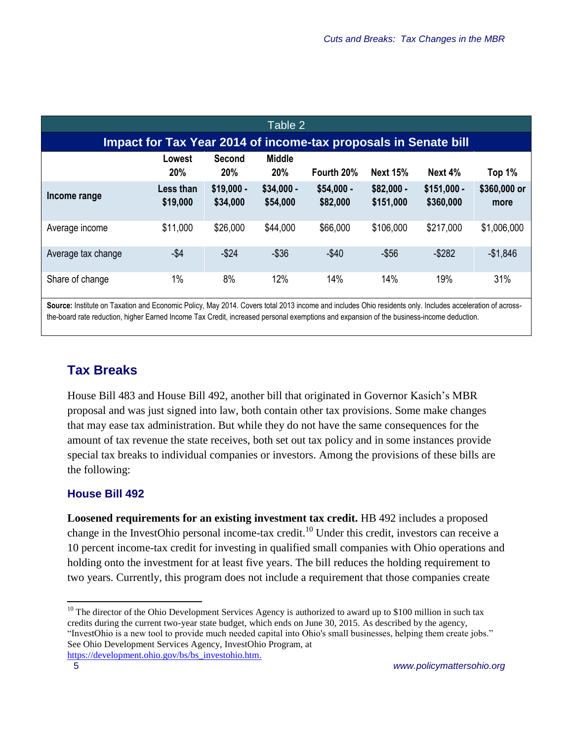Table 2

**Impact for Tax Year 2014 of income-tax proposals in Senate bill**

| | Lowest 20% | Second 20% | Middle 20% | Fourth 20% | Next 15% | Next 4% | Top 1% |
|---|---|---|---|---|---|---|---|
| **Income range** | Less than $19,000 | $19,000 - $34,000 | $34,000 - $54,000 | $54,000 - $82,000 | $82,000 - $151,000 | $151,000 - $360,000 | $360,000 or more |
| Average income | $11,000 | $26,000 | $44,000 | $66,000 | $106,000 | $217,000 | $1,006,000 |
| Average tax change | -$4 | -$24 | -$36 | -$40 | -$56 | -$282 | -$1,846 |
| Share of change | 1% | 8% | 12% | 14% | 14% | 19% | 31% |

**Source:** Institute on Taxation and Economic Policy, May 2014. Covers total 2013 income and includes Ohio residents only. Includes acceleration of across-the-board rate reduction, higher Earned Income Tax Credit, increased personal exemptions and expansion of the business-income deduction.

## Tax Breaks

House Bill 483 and House Bill 492, another bill that originated in Governor Kasich's MBR proposal and was just signed into law, both contain other tax provisions. Some make changes that may ease tax administration. But while they do not have the same consequences for the amount of tax revenue the state receives, both set out tax policy and in some instances provide special tax breaks to individual companies or investors. Among the provisions of these bills are the following:

### House Bill 492

**Loosened requirements for an existing investment tax credit.** HB 492 includes a proposed change in the InvestOhio personal income-tax credit.[10] Under this credit, investors can receive a 10 percent income-tax credit for investing in qualified small companies with Ohio operations and holding onto the investment for at least five years. The bill reduces the holding requirement to two years. Currently, this program does not include a requirement that those companies create

[10] The director of the Ohio Development Services Agency is authorized to award up to $100 million in such tax credits during the current two-year state budget, which ends on June 30, 2015. As described by the agency, "InvestOhio is a new tool to provide much needed capital into Ohio's small businesses, helping them create jobs." See Ohio Development Services Agency, InvestOhio Program, at https://development.ohio.gov/bs/bs_investohio.htm.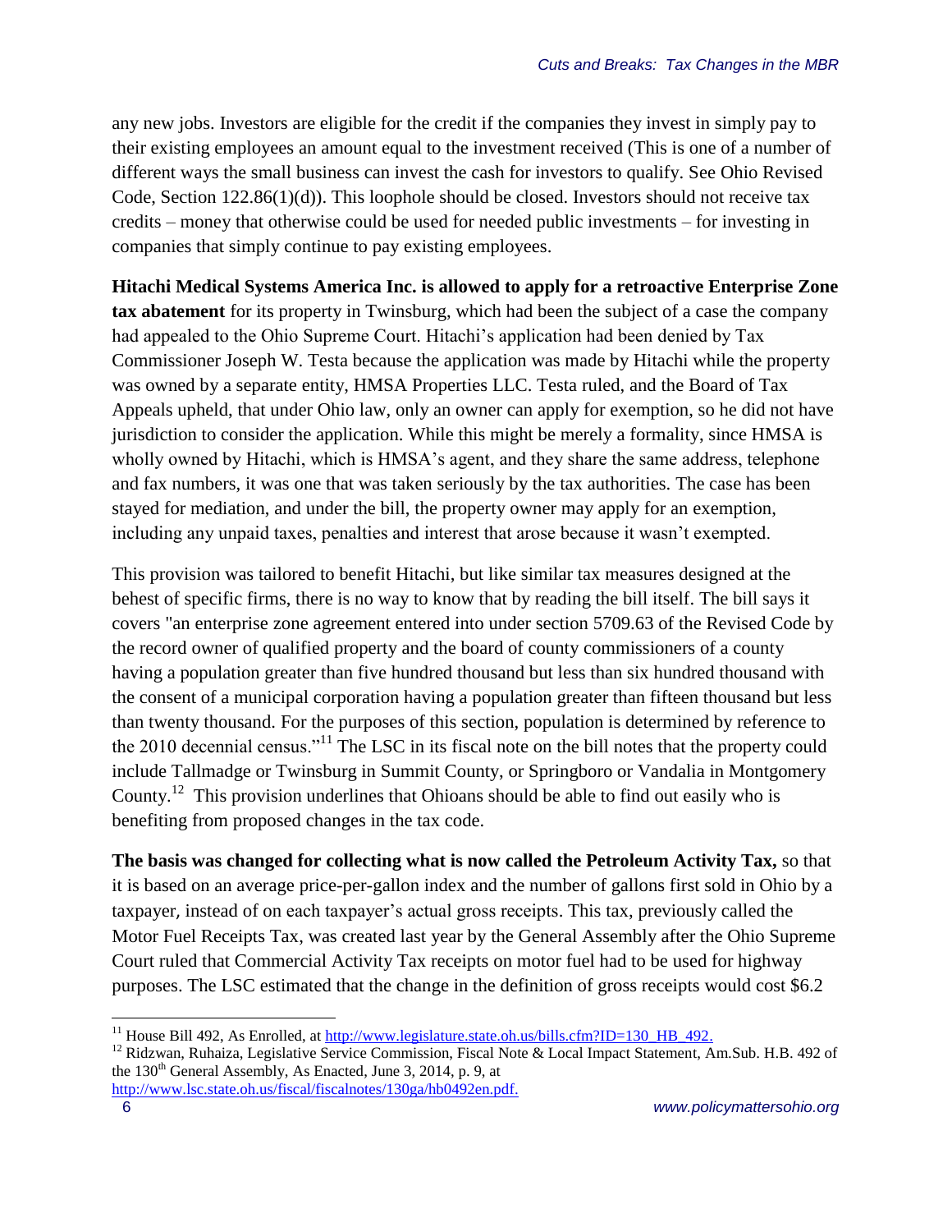any new jobs. Investors are eligible for the credit if the companies they invest in simply pay to their existing employees an amount equal to the investment received (This is one of a number of different ways the small business can invest the cash for investors to qualify. See Ohio Revised Code, Section 122.86(1)(d)). This loophole should be closed. Investors should not receive tax credits – money that otherwise could be used for needed public investments – for investing in companies that simply continue to pay existing employees.

**Hitachi Medical Systems America Inc. is allowed to apply for a retroactive Enterprise Zone tax abatement** for its property in Twinsburg, which had been the subject of a case the company had appealed to the Ohio Supreme Court. Hitachi's application had been denied by Tax Commissioner Joseph W. Testa because the application was made by Hitachi while the property was owned by a separate entity, HMSA Properties LLC. Testa ruled, and the Board of Tax Appeals upheld, that under Ohio law, only an owner can apply for exemption, so he did not have jurisdiction to consider the application. While this might be merely a formality, since HMSA is wholly owned by Hitachi, which is HMSA's agent, and they share the same address, telephone and fax numbers, it was one that was taken seriously by the tax authorities. The case has been stayed for mediation, and under the bill, the property owner may apply for an exemption, including any unpaid taxes, penalties and interest that arose because it wasn't exempted.

This provision was tailored to benefit Hitachi, but like similar tax measures designed at the behest of specific firms, there is no way to know that by reading the bill itself. The bill says it covers "an enterprise zone agreement entered into under section 5709.63 of the Revised Code by the record owner of qualified property and the board of county commissioners of a county having a population greater than five hundred thousand but less than six hundred thousand with the consent of a municipal corporation having a population greater than fifteen thousand but less than twenty thousand. For the purposes of this section, population is determined by reference to the 2010 decennial census."[11] The LSC in its fiscal note on the bill notes that the property could include Tallmadge or Twinsburg in Summit County, or Springboro or Vandalia in Montgomery County.[12] This provision underlines that Ohioans should be able to find out easily who is benefiting from proposed changes in the tax code.

**The basis was changed for collecting what is now called the Petroleum Activity Tax,** so that it is based on an average price-per-gallon index and the number of gallons first sold in Ohio by a taxpayer, instead of on each taxpayer's actual gross receipts. This tax, previously called the Motor Fuel Receipts Tax, was created last year by the General Assembly after the Ohio Supreme Court ruled that Commercial Activity Tax receipts on motor fuel had to be used for highway purposes. The LSC estimated that the change in the definition of gross receipts would cost $6.2

---

[11] House Bill 492, As Enrolled, at http://www.legislature.state.oh.us/bills.cfm?ID=130_HB_492.

[12] Ridzwan, Ruhaiza, Legislative Service Commission, Fiscal Note & Local Impact Statement, Am.Sub. H.B. 492 of the 130th General Assembly, As Enacted, June 3, 2014, p. 9, at http://www.lsc.state.oh.us/fiscal/fiscalnotes/130ga/hb0492en.pdf.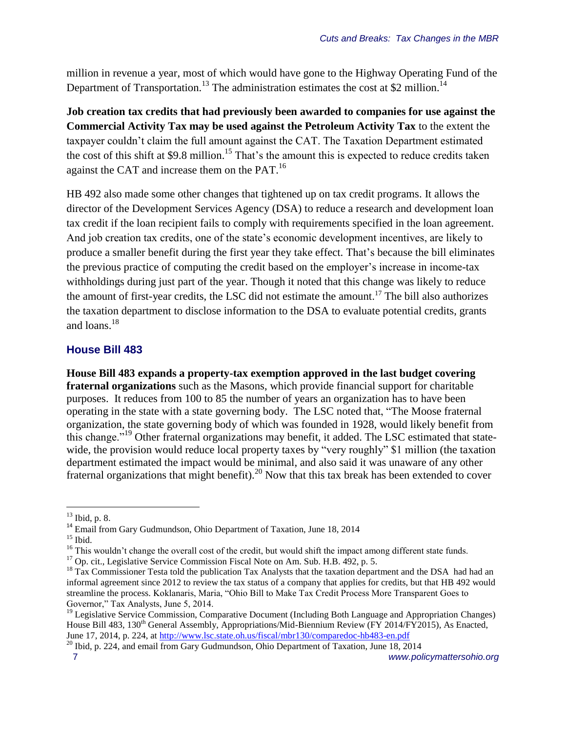million in revenue a year, most of which would have gone to the Highway Operating Fund of the Department of Transportation.[13] The administration estimates the cost at $2 million.[14]

**Job creation tax credits that had previously been awarded to companies for use against the Commercial Activity Tax may be used against the Petroleum Activity Tax** to the extent the taxpayer couldn't claim the full amount against the CAT. The Taxation Department estimated the cost of this shift at $9.8 million.[15] That's the amount this is expected to reduce credits taken against the CAT and increase them on the PAT.[16]

HB 492 also made some other changes that tightened up on tax credit programs. It allows the director of the Development Services Agency (DSA) to reduce a research and development loan tax credit if the loan recipient fails to comply with requirements specified in the loan agreement. And job creation tax credits, one of the state's economic development incentives, are likely to produce a smaller benefit during the first year they take effect. That's because the bill eliminates the previous practice of computing the credit based on the employer's increase in income-tax withholdings during just part of the year. Though it noted that this change was likely to reduce the amount of first-year credits, the LSC did not estimate the amount.[17] The bill also authorizes the taxation department to disclose information to the DSA to evaluate potential credits, grants and loans.[18]

### House Bill 483

**House Bill 483 expands a property-tax exemption approved in the last budget covering fraternal organizations** such as the Masons, which provide financial support for charitable purposes. It reduces from 100 to 85 the number of years an organization has to have been operating in the state with a state governing body. The LSC noted that, "The Moose fraternal organization, the state governing body of which was founded in 1928, would likely benefit from this change."[19] Other fraternal organizations may benefit, it added. The LSC estimated that statewide, the provision would reduce local property taxes by "very roughly" $1 million (the taxation department estimated the impact would be minimal, and also said it was unaware of any other fraternal organizations that might benefit).[20] Now that this tax break has been extended to cover

---

[13] Ibid, p. 8.

[14] Email from Gary Gudmundson, Ohio Department of Taxation, June 18, 2014

[15] Ibid.

[16] This wouldn't change the overall cost of the credit, but would shift the impact among different state funds.

[17] Op. cit., Legislative Service Commission Fiscal Note on Am. Sub. H.B. 492, p. 5.

[18] Tax Commissioner Testa told the publication Tax Analysts that the taxation department and the DSA had had an informal agreement since 2012 to review the tax status of a company that applies for credits, but that HB 492 would streamline the process. Koklanaris, Maria, "Ohio Bill to Make Tax Credit Process More Transparent Goes to Governor," Tax Analysts, June 5, 2014.

[19] Legislative Service Commission, Comparative Document (Including Both Language and Appropriation Changes) House Bill 483, 130th General Assembly, Appropriations/Mid-Biennium Review (FY 2014/FY2015), As Enacted, June 17, 2014, p. 224, at http://www.lsc.state.oh.us/fiscal/mbr130/comparedoc-hb483-en.pdf

[20] Ibid, p. 224, and email from Gary Gudmundson, Ohio Department of Taxation, June 18, 2014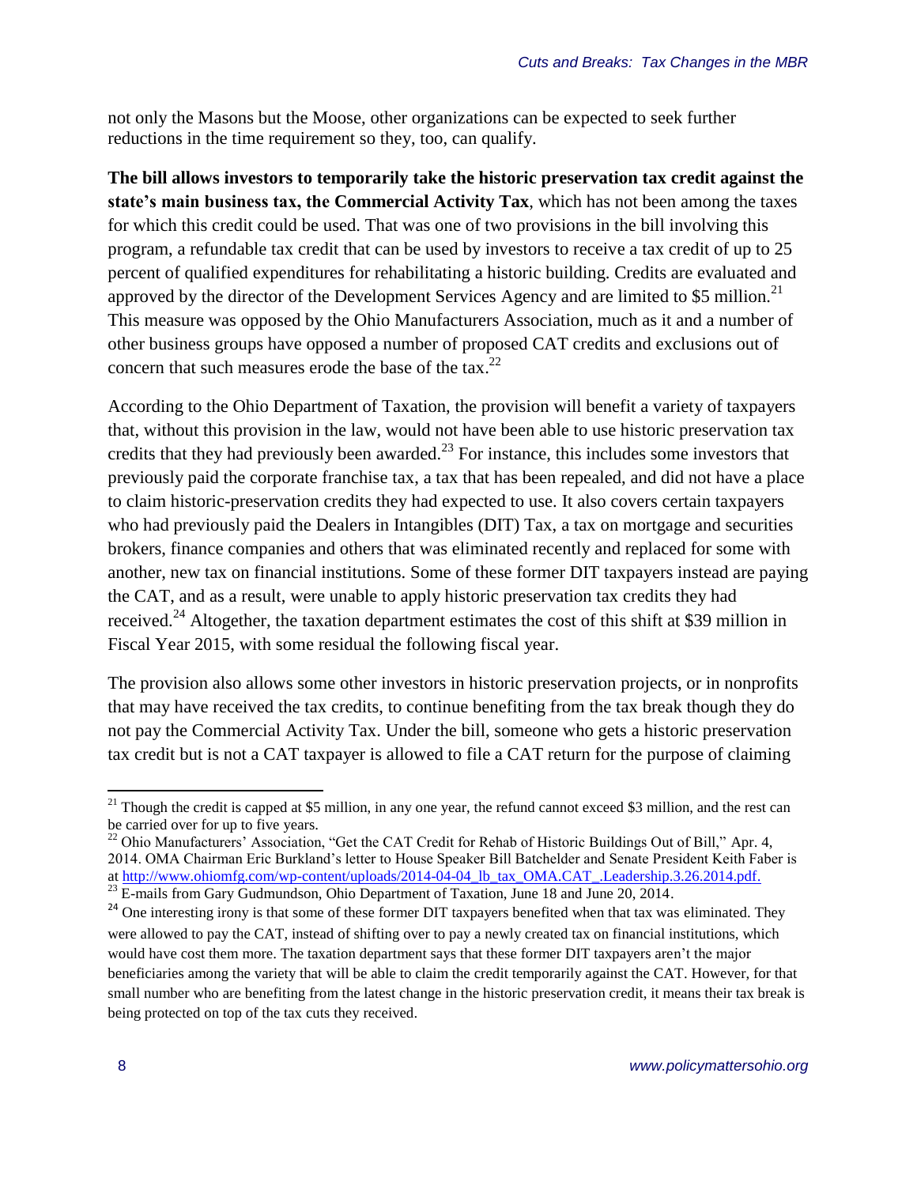not only the Masons but the Moose, other organizations can be expected to seek further reductions in the time requirement so they, too, can qualify.

**The bill allows investors to temporarily take the historic preservation tax credit against the state's main business tax, the Commercial Activity Tax**, which has not been among the taxes for which this credit could be used. That was one of two provisions in the bill involving this program, a refundable tax credit that can be used by investors to receive a tax credit of up to 25 percent of qualified expenditures for rehabilitating a historic building. Credits are evaluated and approved by the director of the Development Services Agency and are limited to $5 million.[21] This measure was opposed by the Ohio Manufacturers Association, much as it and a number of other business groups have opposed a number of proposed CAT credits and exclusions out of concern that such measures erode the base of the tax.[22]

According to the Ohio Department of Taxation, the provision will benefit a variety of taxpayers that, without this provision in the law, would not have been able to use historic preservation tax credits that they had previously been awarded.[23] For instance, this includes some investors that previously paid the corporate franchise tax, a tax that has been repealed, and did not have a place to claim historic-preservation credits they had expected to use. It also covers certain taxpayers who had previously paid the Dealers in Intangibles (DIT) Tax, a tax on mortgage and securities brokers, finance companies and others that was eliminated recently and replaced for some with another, new tax on financial institutions. Some of these former DIT taxpayers instead are paying the CAT, and as a result, were unable to apply historic preservation tax credits they had received.[24] Altogether, the taxation department estimates the cost of this shift at $39 million in Fiscal Year 2015, with some residual the following fiscal year.

The provision also allows some other investors in historic preservation projects, or in nonprofits that may have received the tax credits, to continue benefiting from the tax break though they do not pay the Commercial Activity Tax. Under the bill, someone who gets a historic preservation tax credit but is not a CAT taxpayer is allowed to file a CAT return for the purpose of claiming

---

[21] Though the credit is capped at $5 million, in any one year, the refund cannot exceed $3 million, and the rest can be carried over for up to five years.

[22] Ohio Manufacturers' Association, "Get the CAT Credit for Rehab of Historic Buildings Out of Bill," Apr. 4, 2014. OMA Chairman Eric Burkland's letter to House Speaker Bill Batchelder and Senate President Keith Faber is at http://www.ohiomfg.com/wp-content/uploads/2014-04-04_lb_tax_OMA.CAT_.Leadership.3.26.2014.pdf.

[23] E-mails from Gary Gudmundson, Ohio Department of Taxation, June 18 and June 20, 2014.

[24] One interesting irony is that some of these former DIT taxpayers benefited when that tax was eliminated. They were allowed to pay the CAT, instead of shifting over to pay a newly created tax on financial institutions, which would have cost them more. The taxation department says that these former DIT taxpayers aren't the major beneficiaries among the variety that will be able to claim the credit temporarily against the CAT. However, for that small number who are benefiting from the latest change in the historic preservation credit, it means their tax break is being protected on top of the tax cuts they received.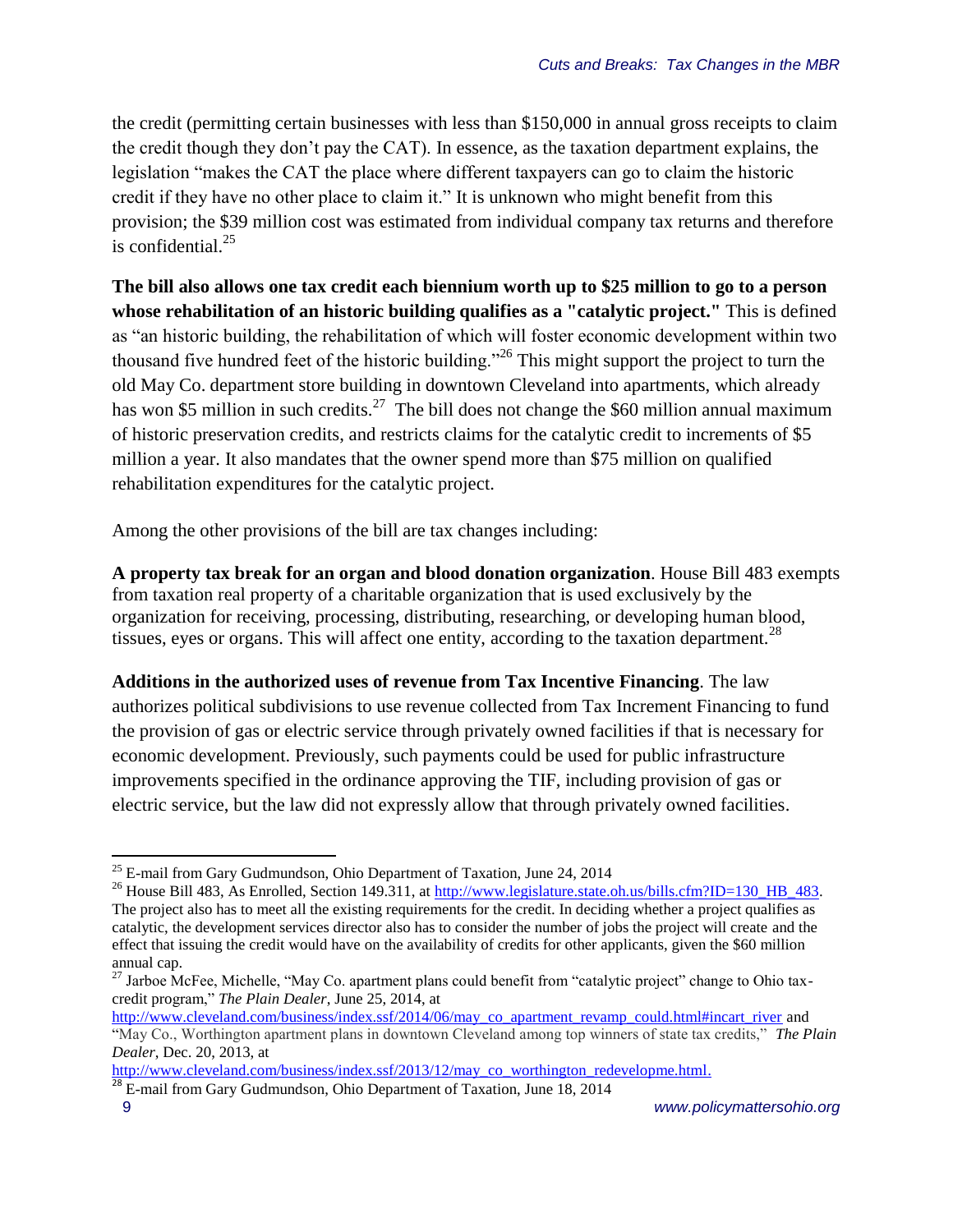the credit (permitting certain businesses with less than $150,000 in annual gross receipts to claim the credit though they don't pay the CAT). In essence, as the taxation department explains, the legislation "makes the CAT the place where different taxpayers can go to claim the historic credit if they have no other place to claim it." It is unknown who might benefit from this provision; the $39 million cost was estimated from individual company tax returns and therefore is confidential.[25]

**The bill also allows one tax credit each biennium worth up to $25 million to go to a person whose rehabilitation of an historic building qualifies as a "catalytic project."** This is defined as "an historic building, the rehabilitation of which will foster economic development within two thousand five hundred feet of the historic building."[26] This might support the project to turn the old May Co. department store building in downtown Cleveland into apartments, which already has won $5 million in such credits.[27] The bill does not change the $60 million annual maximum of historic preservation credits, and restricts claims for the catalytic credit to increments of $5 million a year. It also mandates that the owner spend more than $75 million on qualified rehabilitation expenditures for the catalytic project.

Among the other provisions of the bill are tax changes including:

**A property tax break for an organ and blood donation organization**. House Bill 483 exempts from taxation real property of a charitable organization that is used exclusively by the organization for receiving, processing, distributing, researching, or developing human blood, tissues, eyes or organs. This will affect one entity, according to the taxation department.[28]

**Additions in the authorized uses of revenue from Tax Incentive Financing**. The law authorizes political subdivisions to use revenue collected from Tax Increment Financing to fund the provision of gas or electric service through privately owned facilities if that is necessary for economic development. Previously, such payments could be used for public infrastructure improvements specified in the ordinance approving the TIF, including provision of gas or electric service, but the law did not expressly allow that through privately owned facilities.

---

[25] E-mail from Gary Gudmundson, Ohio Department of Taxation, June 24, 2014

[26] House Bill 483, As Enrolled, Section 149.311, at http://www.legislature.state.oh.us/bills.cfm?ID=130_HB_483. The project also has to meet all the existing requirements for the credit. In deciding whether a project qualifies as catalytic, the development services director also has to consider the number of jobs the project will create and the effect that issuing the credit would have on the availability of credits for other applicants, given the $60 million annual cap.

[27] Jarboe McFee, Michelle, "May Co. apartment plans could benefit from "catalytic project" change to Ohio tax-credit program," *The Plain Dealer*, June 25, 2014, at http://www.cleveland.com/business/index.ssf/2014/06/may_co_apartment_revamp_could.html#incart_river and "May Co., Worthington apartment plans in downtown Cleveland among top winners of state tax credits," *The Plain Dealer*, Dec. 20, 2013, at http://www.cleveland.com/business/index.ssf/2013/12/may_co_worthington_redevelopme.html.

[28] E-mail from Gary Gudmundson, Ohio Department of Taxation, June 18, 2014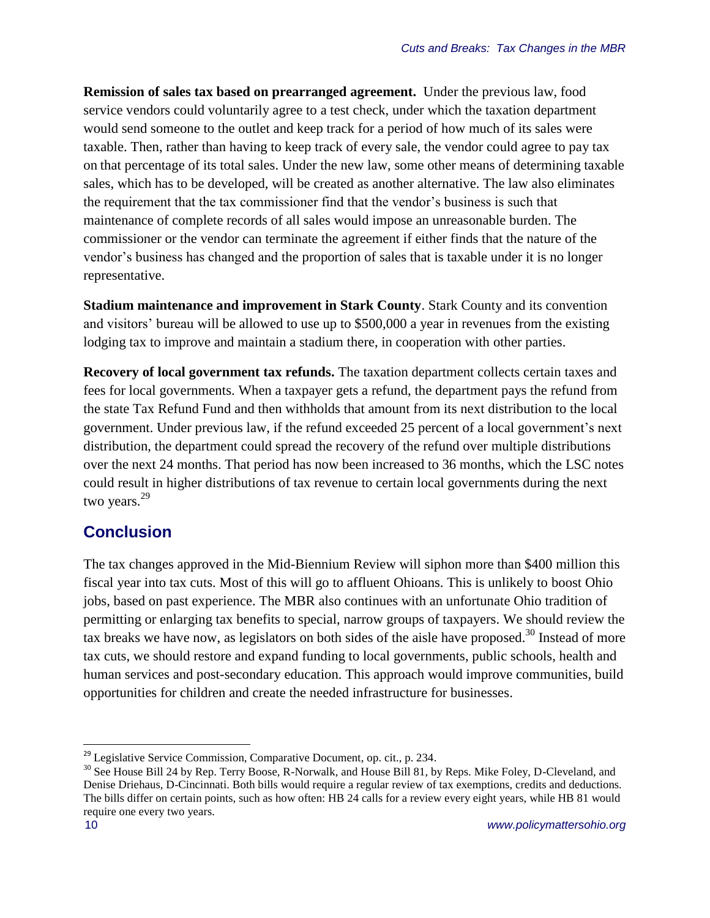**Remission of sales tax based on prearranged agreement.** Under the previous law, food service vendors could voluntarily agree to a test check, under which the taxation department would send someone to the outlet and keep track for a period of how much of its sales were taxable. Then, rather than having to keep track of every sale, the vendor could agree to pay tax on that percentage of its total sales. Under the new law, some other means of determining taxable sales, which has to be developed, will be created as another alternative. The law also eliminates the requirement that the tax commissioner find that the vendor's business is such that maintenance of complete records of all sales would impose an unreasonable burden. The commissioner or the vendor can terminate the agreement if either finds that the nature of the vendor's business has changed and the proportion of sales that is taxable under it is no longer representative.

**Stadium maintenance and improvement in Stark County**. Stark County and its convention and visitors' bureau will be allowed to use up to $500,000 a year in revenues from the existing lodging tax to improve and maintain a stadium there, in cooperation with other parties.

**Recovery of local government tax refunds.** The taxation department collects certain taxes and fees for local governments. When a taxpayer gets a refund, the department pays the refund from the state Tax Refund Fund and then withholds that amount from its next distribution to the local government. Under previous law, if the refund exceeded 25 percent of a local government's next distribution, the department could spread the recovery of the refund over multiple distributions over the next 24 months. That period has now been increased to 36 months, which the LSC notes could result in higher distributions of tax revenue to certain local governments during the next two years.[29]

## Conclusion

The tax changes approved in the Mid-Biennium Review will siphon more than $400 million this fiscal year into tax cuts. Most of this will go to affluent Ohioans. This is unlikely to boost Ohio jobs, based on past experience. The MBR also continues with an unfortunate Ohio tradition of permitting or enlarging tax benefits to special, narrow groups of taxpayers. We should review the tax breaks we have now, as legislators on both sides of the aisle have proposed.[30] Instead of more tax cuts, we should restore and expand funding to local governments, public schools, health and human services and post-secondary education. This approach would improve communities, build opportunities for children and create the needed infrastructure for businesses.

---

[29] Legislative Service Commission, Comparative Document, op. cit., p. 234.

[30] See House Bill 24 by Rep. Terry Boose, R-Norwalk, and House Bill 81, by Reps. Mike Foley, D-Cleveland, and Denise Driehaus, D-Cincinnati. Both bills would require a regular review of tax exemptions, credits and deductions. The bills differ on certain points, such as how often: HB 24 calls for a review every eight years, while HB 81 would require one every two years.